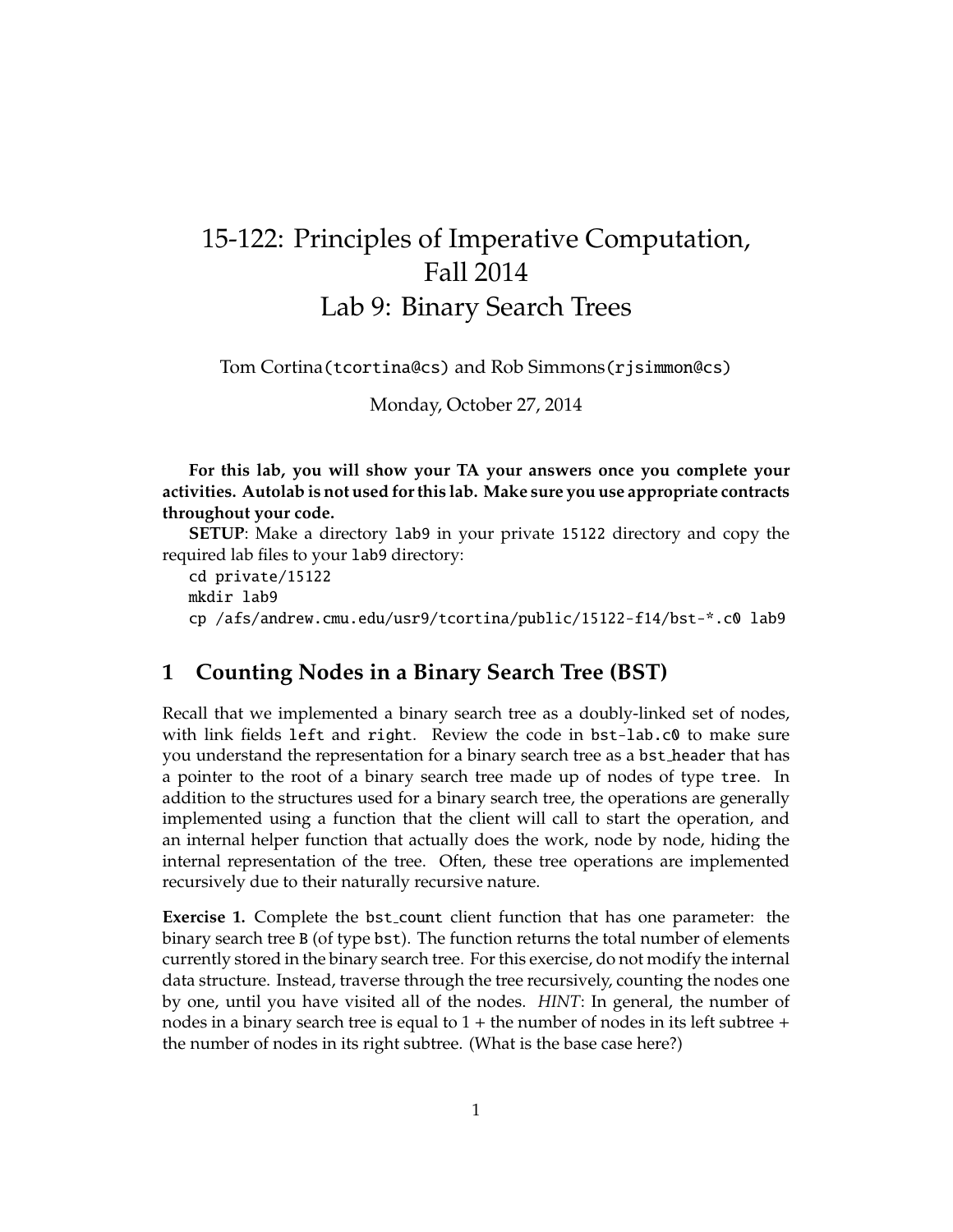# 15-122: Principles of Imperative Computation, Fall 2014

## Lab 9: Binary Search Trees

Tom Cortina(tcortina@cs) and Rob Simmons(rjsimmon@cs)

Monday, October 27, 2014

**For this lab, you will show your TA your answers once you complete your activities. Autolab is not used for this lab. Make sure you use appropriate contracts throughout your code.**

**SETUP**: Make a directory lab9 in your private 15122 directory and copy the required lab files to your lab9 directory:

```
cd private/15122
mkdir lab9
cp /afs/andrew.cmu.edu/usr9/tcortina/public/15122-f14/bst-*.c0 lab9
```

## 1 Counting Nodes in a Binary Search Tree (BST)

Recall that we implemented a binary search tree as a doubly-linked set of nodes, with link fields left and right. Review the code in bst-lab.c0 to make sure you understand the representation for a binary search tree as a bst_header that has a pointer to the root of a binary search tree made up of nodes of type tree. In addition to the structures used for a binary search tree, the operations are generally implemented using a function that the client will call to start the operation, and an internal helper function that actually does the work, node by node, hiding the internal representation of the tree. Often, these tree operations are implemented recursively due to their naturally recursive nature.

**Exercise 1.** Complete the bst_count client function that has one parameter: the binary search tree B (of type bst). The function returns the total number of elements currently stored in the binary search tree. For this exercise, do not modify the internal data structure. Instead, traverse through the tree recursively, counting the nodes one by one, until you have visited all of the nodes. *HINT*: In general, the number of nodes in a binary search tree is equal to 1 + the number of nodes in its left subtree + the number of nodes in its right subtree. (What is the base case here?)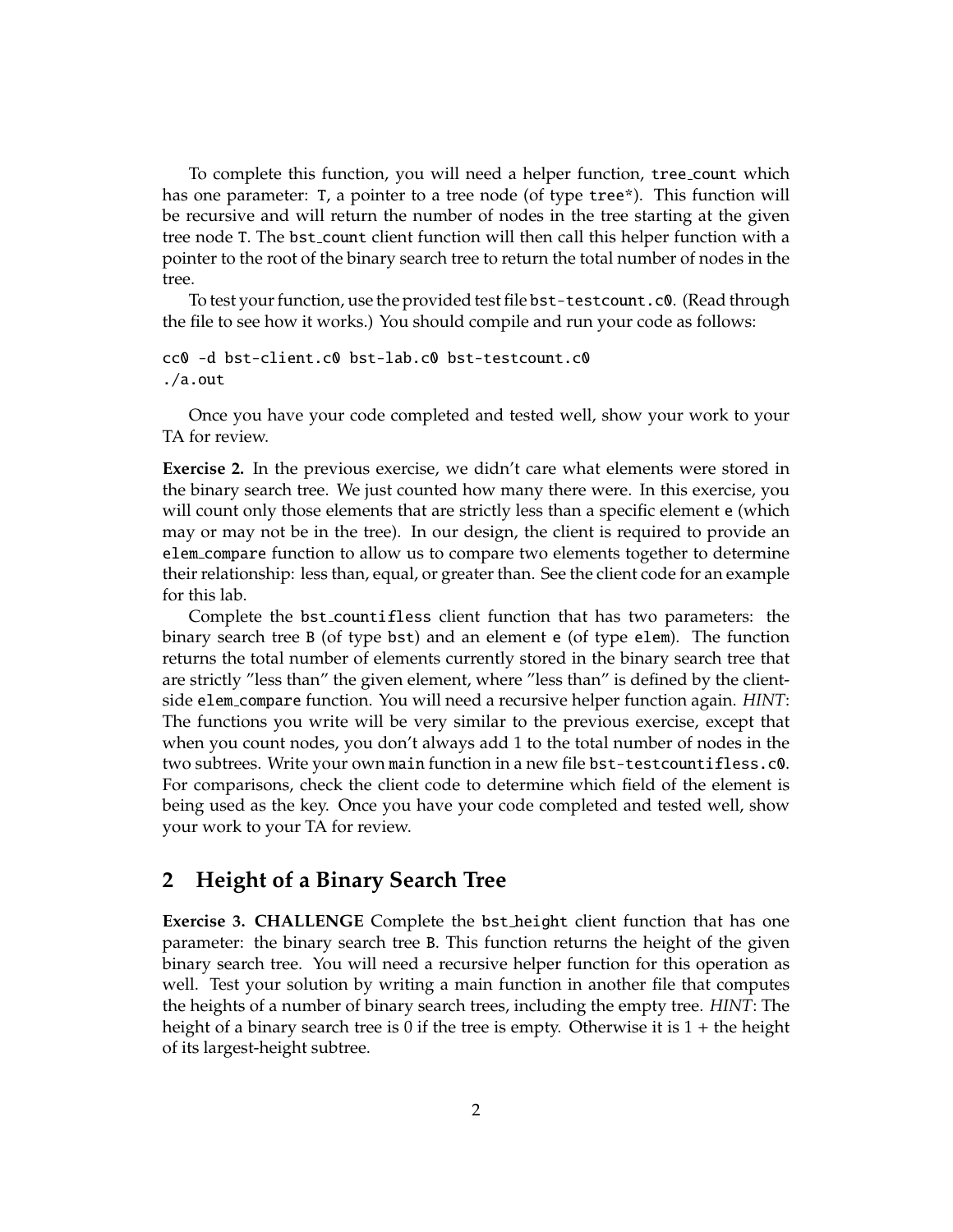To complete this function, you will need a helper function, `tree_count` which has one parameter: `T`, a pointer to a tree node (of type `tree*`). This function will be recursive and will return the number of nodes in the tree starting at the given tree node `T`. The `bst_count` client function will then call this helper function with a pointer to the root of the binary search tree to return the total number of nodes in the tree.

To test your function, use the provided test file `bst-testcount.c0`. (Read through the file to see how it works.) You should compile and run your code as follows:

```
cc0 -d bst-client.c0 bst-lab.c0 bst-testcount.c0
./a.out
```

Once you have your code completed and tested well, show your work to your TA for review.

**Exercise 2.** In the previous exercise, we didn't care what elements were stored in the binary search tree. We just counted how many there were. In this exercise, you will count only those elements that are strictly less than a specific element `e` (which may or may not be in the tree). In our design, the client is required to provide an `elem_compare` function to allow us to compare two elements together to determine their relationship: less than, equal, or greater than. See the client code for an example for this lab.

Complete the `bst_countifless` client function that has two parameters: the binary search tree `B` (of type `bst`) and an element `e` (of type `elem`). The function returns the total number of elements currently stored in the binary search tree that are strictly "less than" the given element, where "less than" is defined by the client-side `elem_compare` function. You will need a recursive helper function again. *HINT*: The functions you write will be very similar to the previous exercise, except that when you count nodes, you don't always add 1 to the total number of nodes in the two subtrees. Write your own `main` function in a new file `bst-testcountifless.c0`. For comparisons, check the client code to determine which field of the element is being used as the key. Once you have your code completed and tested well, show your work to your TA for review.

## 2 Height of a Binary Search Tree

**Exercise 3. CHALLENGE** Complete the `bst_height` client function that has one parameter: the binary search tree `B`. This function returns the height of the given binary search tree. You will need a recursive helper function for this operation as well. Test your solution by writing a main function in another file that computes the heights of a number of binary search trees, including the empty tree. *HINT*: The height of a binary search tree is 0 if the tree is empty. Otherwise it is 1 + the height of its largest-height subtree.